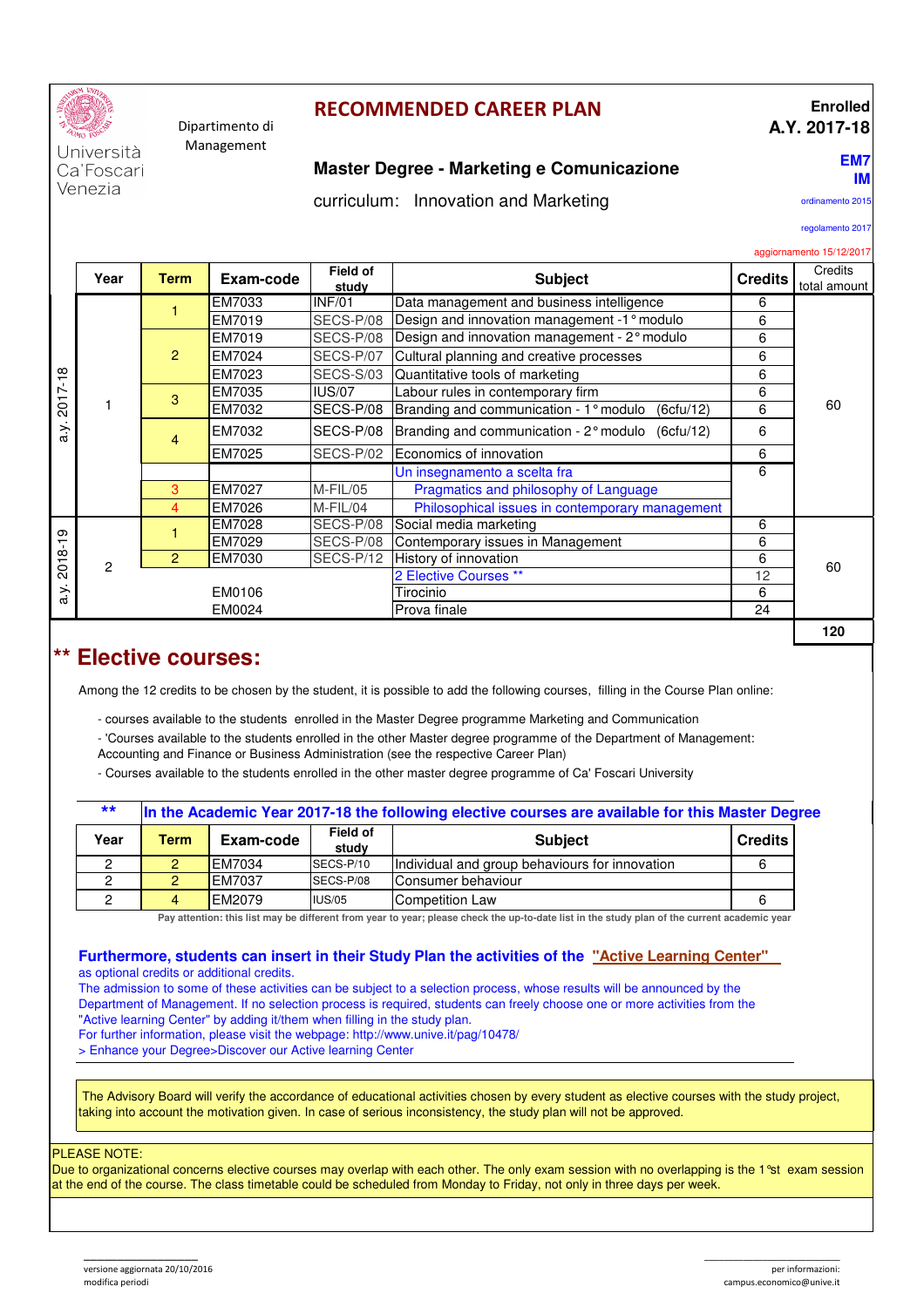Università Ca'Foscari Venezia

Dipartimento di Management

# RECOMMENDED CAREER PLAN

**Enrolled A.Y. 2017-18**

**Master Degree - Marketing e Comunicazione**

**EM7 IM**

curriculum: Innovation and Marketing

ordinamento 2015

regolamento 2017

aggiornamento 15/12/2017

| | Year | Term | Exam-code | Field of study | Subject | Credits | Credits total amount |
|---|---|---|---|---|---|---|---|
| a.y. 2017-18 | 1 | 1 | EM7033 | INF/01 | Data management and business intelligence | 6 | 60 |
| | | | EM7019 | SECS-P/08 | Design and innovation management -1° modulo | 6 | |
| | | 2 | EM7019 | SECS-P/08 | Design and innovation management - 2° modulo | 6 | |
| | | | EM7024 | SECS-P/07 | Cultural planning and creative processes | 6 | |
| | | | EM7023 | SECS-S/03 | Quantitative tools of marketing | 6 | |
| | | 3 | EM7035 | IUS/07 | Labour rules in contemporary firm | 6 | |
| | | | EM7032 | SECS-P/08 | Branding and communication - 1° modulo (6cfu/12) | 6 | |
| | | 4 | EM7032 | SECS-P/08 | Branding and communication - 2° modulo (6cfu/12) | 6 | |
| | | | EM7025 | SECS-P/02 | Economics of innovation | 6 | |
| | | | | | Un insegnamento a scelta fra | 6 | |
| | | 3 | EM7027 | M-FIL/05 | Pragmatics and philosophy of Language | | |
| | | 4 | EM7026 | M-FIL/04 | Philosophical issues in contemporary management | | |
| a.y. 2018-19 | 2 | 1 | EM7028 | SECS-P/08 | Social media marketing | 6 | 60 |
| | | | EM7029 | SECS-P/08 | Contemporary issues in Management | 6 | |
| | | 2 | EM7030 | SECS-P/12 | History of innovation | 6 | |
| | | | | | 2 Elective Courses ** | 12 | |
| | | | EM0106 | | Tirocinio | 6 | |
| | | | EM0024 | | Prova finale | 24 | |
| | | | | | | | **120** |

## ** Elective courses:

Among the 12 credits to be chosen by the student, it is possible to add the following courses, filling in the Course Plan online:

- courses available to the students enrolled in the Master Degree programme Marketing and Communication
- 'Courses available to the students enrolled in the other Master degree programme of the Department of Management: Accounting and Finance or Business Administration (see the respective Career Plan)
- Courses available to the students enrolled in the other master degree programme of Ca' Foscari University

**\*\* In the Academic Year 2017-18 the following elective courses are available for this Master Degree**

| Year | Term | Exam-code | Field of study | Subject | Credits |
|---|---|---|---|---|---|
| 2 | 2 | EM7034 | SECS-P/10 | Individual and group behaviours for innovation | 6 |
| 2 | 2 | EM7037 | SECS-P/08 | Consumer behavior | |
| 2 | 4 | EM2079 | IUS/05 | Competition Law | 6 |

Pay attention: this list may be different from year to year; please check the up-to-date list in the study plan of the current academic year

**Furthermore, students can insert in their Study Plan the activities of the "Active Learning Center"** as optional credits or additional credits.
The admission to some of these activities can be subject to a selection process, whose results will be announced by the Department of Management. If no selection process is required, students can freely choose one or more activities from the "Active learning Center" by adding it/them when filling in the study plan.
For further information, please visit the webpage: http://www.unive.it/pag/10478/
> Enhance your Degree>Discover our Active learning Center

The Advisory Board will verify the accordance of educational activities chosen by every student as elective courses with the study project, taking into account the motivation given. In case of serious inconsistency, the study plan will not be approved.

PLEASE NOTE:
Due to organizational concerns elective courses may overlap with each other. The only exam session with no overlapping is the 1°st exam session at the end of the course. The class timetable could be scheduled from Monday to Friday, not only in three days per week.

versione aggiornata 20/10/2016
modifica periodi

per informazioni:
campus.economico@unive.it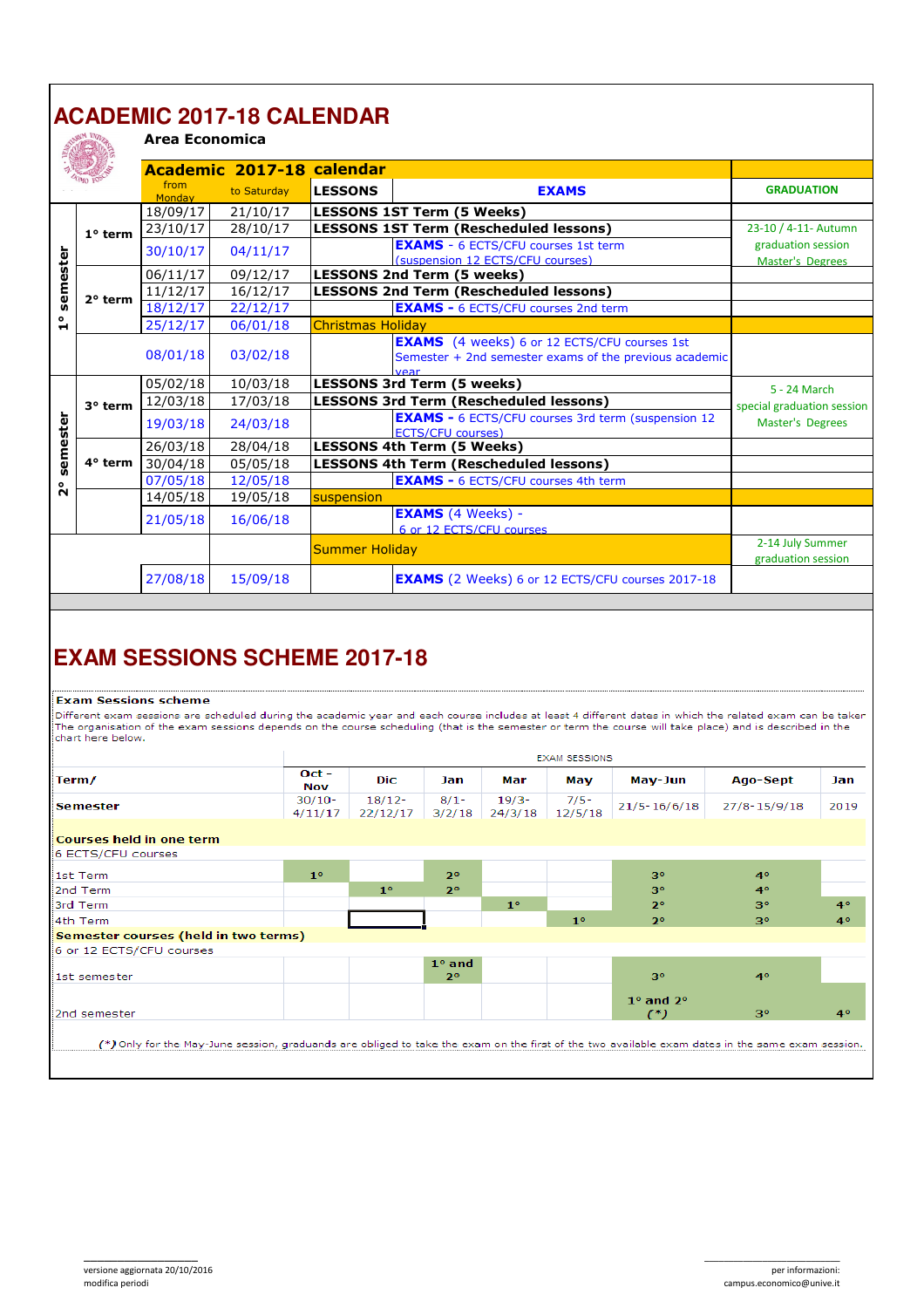# ACADEMIC 2017-18 CALENDAR

**Area Economica**

| | | Academic 2017-18 calendar | | | | |
|---|---|---|---|---|---|---|
| | | from Monday | to Saturday | LESSONS | EXAMS | GRADUATION |
| 1° semester | 1° term | 18/09/17 | 21/10/17 | LESSONS 1ST Term (5 Weeks) | | |
| | | 23/10/17 | 28/10/17 | LESSONS 1ST Term (Rescheduled lessons) | | 23-10 / 4-11- Autumn graduation session Master's Degrees |
| | | 30/10/17 | 04/11/17 | | EXAMS - 6 ECTS/CFU courses 1st term (suspension 12 ECTS/CFU courses) | |
| | 2° term | 06/11/17 | 09/12/17 | LESSONS 2nd Term (5 weeks) | | |
| | | 11/12/17 | 16/12/17 | LESSONS 2nd Term (Rescheduled lessons) | | |
| | | 18/12/17 | 22/12/17 | | EXAMS - 6 ECTS/CFU courses 2nd term | |
| | | 25/12/17 | 06/01/18 | Christmas Holiday | | |
| | | 08/01/18 | 03/02/18 | | EXAMS (4 weeks) 6 or 12 ECTS/CFU courses 1st Semester + 2nd semester exams of the previous academic year | |
| 2° semester | 3° term | 05/02/18 | 10/03/18 | LESSONS 3rd Term (5 weeks) | | 5 - 24 March special graduation session Master's Degrees |
| | | 12/03/18 | 17/03/18 | LESSONS 3rd Term (Rescheduled lessons) | | |
| | | 19/03/18 | 24/03/18 | | EXAMS - 6 ECTS/CFU courses 3rd term (suspension 12 ECTS/CFU courses) | |
| | 4° term | 26/03/18 | 28/04/18 | LESSONS 4th Term (5 Weeks) | | |
| | | 30/04/18 | 05/05/18 | LESSONS 4th Term (Rescheduled lessons) | | |
| | | 07/05/18 | 12/05/18 | | EXAMS - 6 ECTS/CFU courses 4th term | |
| | | 14/05/18 | 19/05/18 | suspension | | |
| | | 21/05/18 | 16/06/18 | | EXAMS (4 Weeks) - 6 or 12 ECTS/CFU courses | |
| | | | | Summer Holiday | | 2-14 July Summer graduation session |
| | | 27/08/18 | 15/09/18 | | EXAMS (2 Weeks) 6 or 12 ECTS/CFU courses 2017-18 | |

# EXAM SESSIONS SCHEME 2017-18

**Exam Sessions scheme**

Different exam sessions are scheduled during the academic year and each course includes at least 4 different dates in which the related exam can be taken The organisation of the exam sessions depends on the course scheduling (that is the semester or term the course will take place) and is described in the chart here below.

| | EXAM SESSIONS | | | | | | | |
|---|---|---|---|---|---|---|---|---|
| **Term/** | **Oct - Nov** | **Dic** | **Jan** | **Mar** | **May** | **May-Jun** | **Ago-Sept** | **Jan** |
| **Semester** | 30/10-4/11/17 | 18/12-22/12/17 | 8/1-3/2/18 | 19/3-24/3/18 | 7/5-12/5/18 | 21/5-16/6/18 | 27/8-15/9/18 | 2019 |
| **Courses held in one term** 6 ECTS/CFU courses | | | | | | | | |
| 1st Term | 1° | | 2° | | | 3° | 4° | |
| 2nd Term | | 1° | 2° | | | 3° | 4° | |
| 3rd Term | | | | 1° | | 2° | 3° | 4° |
| 4th Term | | | | | 1° | 2° | 3° | 4° |
| **Semester courses (held in two terms)** 6 or 12 ECTS/CFU courses | | | | | | | | |
| 1st semester | | | 1° and 2° | | | 3° | 4° | |
| 2nd semester | | | | | | 1° and 2° (*) | 3° | 4° |

(*) Only for the May-June session, graduands are obliged to take the exam on the first of the two available exam dates in the same exam session.

versione aggiornata 20/10/2016
modifica periodi

per informazioni:
campus.economico@unive.it